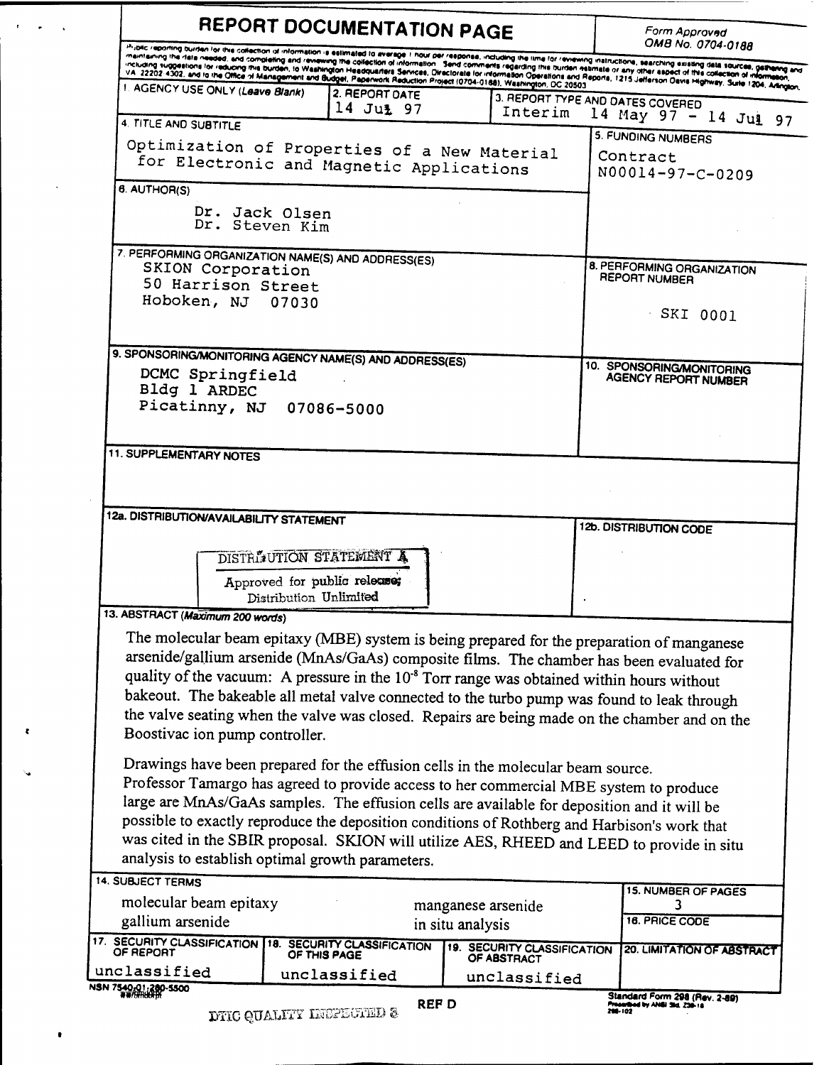# REPORT DOCUMENTATION PAGE

Form Approved
OMB No. 0704-0188

Public reporting burden for this collection of information is estimated to average 1 hour per response, including the time for reviewing instructions, searching existing data sources, gathering and maintaining the data needed, and completing and reviewing the collection of information. Send comments regarding this burden estimate or any other aspect of this collection of information, including suggestions for reducing this burden, to Washington Headquarters Services, Directorate for Information Operations and Reports, 1215 Jefferson Davis Highway, Suite 1204, Arlington, VA 22202-4302, and to the Office of Management and Budget, Paperwork Reduction Project (0704-0188), Washington, DC 20503.

**1. AGENCY USE ONLY (Leave Blank)**

**2. REPORT DATE**
14 Jul 97

**3. REPORT TYPE AND DATES COVERED**
Interim 14 May 97 - 14 Jul 97

**4. TITLE AND SUBTITLE**
Optimization of Properties of a New Material for Electronic and Magnetic Applications

**5. FUNDING NUMBERS**
Contract N00014-97-C-0209

**6. AUTHOR(S)**
Dr. Jack Olsen
Dr. Steven Kim

**7. PERFORMING ORGANIZATION NAME(S) AND ADDRESS(ES)**
SKION Corporation
50 Harrison Street
Hoboken, NJ 07030

**8. PERFORMING ORGANIZATION REPORT NUMBER**
SKI 0001

**9. SPONSORING/MONITORING AGENCY NAME(S) AND ADDRESS(ES)**
DCMC Springfield
Bldg 1 ARDEC
Picatinny, NJ 07086-5000

**10. SPONSORING/MONITORING AGENCY REPORT NUMBER**

**11. SUPPLEMENTARY NOTES**

**12a. DISTRIBUTION/AVAILABILITY STATEMENT**

DISTRIBUTION STATEMENT A
Approved for public release;
Distribution Unlimited

**12b. DISTRIBUTION CODE**

**13. ABSTRACT (Maximum 200 words)**

The molecular beam epitaxy (MBE) system is being prepared for the preparation of manganese arsenide/gallium arsenide (MnAs/GaAs) composite films. The chamber has been evaluated for quality of the vacuum: A pressure in the $10^{-8}$ Torr range was obtained within hours without bakeout. The bakeable all metal valve connected to the turbo pump was found to leak through the valve seating when the valve was closed. Repairs are being made on the chamber and on the Boostivac ion pump controller.

Drawings have been prepared for the effusion cells in the molecular beam source. Professor Tamargo has agreed to provide access to her commercial MBE system to produce large are MnAs/GaAs samples. The effusion cells are available for deposition and it will be possible to exactly reproduce the deposition conditions of Rothberg and Harbison's work that was cited in the SBIR proposal. SKION will utilize AES, RHEED and LEED to provide in situ analysis to establish optimal growth parameters.

**14. SUBJECT TERMS**
molecular beam epitaxy
gallium arsenide
manganese arsenide
in situ analysis

**15. NUMBER OF PAGES**
3

**16. PRICE CODE**

| 17. SECURITY CLASSIFICATION OF REPORT | 18. SECURITY CLASSIFICATION OF THIS PAGE | 19. SECURITY CLASSIFICATION OF ABSTRACT | 20. LIMITATION OF ABSTRACT |
|---|---|---|---|
| unclassified | unclassified | unclassified | |

NSN 7540-01-280-5500

Standard Form 298 (Rev. 2-89)
Prescribed by ANSI Std. Z39-18
298-102

REF D

DTIC QUALITY INSPECTED 3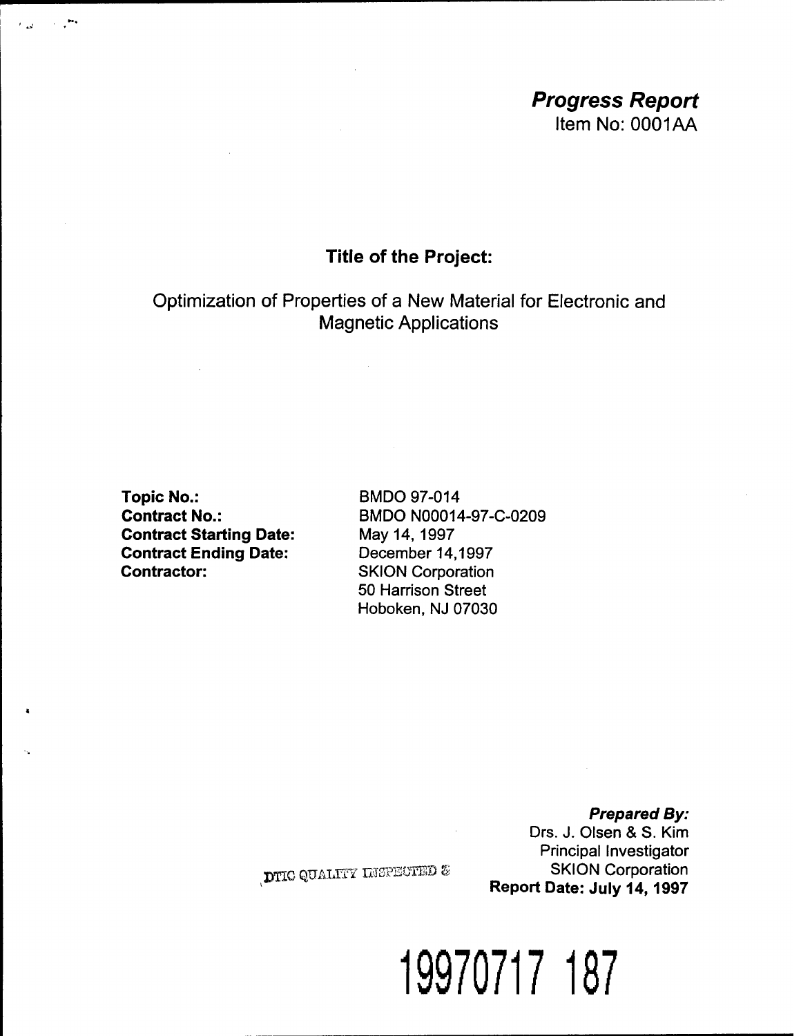# *Progress Report*

Item No: 0001AA

## Title of the Project:

Optimization of Properties of a New Material for Electronic and Magnetic Applications

| | |
|---|---|
| **Topic No.:** | BMDO 97-014 |
| **Contract No.:** | BMDO N00014-97-C-0209 |
| **Contract Starting Date:** | May 14, 1997 |
| **Contract Ending Date:** | December 14,1997 |
| **Contractor:** | SKION Corporation<br>50 Harrison Street<br>Hoboken, NJ 07030 |

***Prepared By:***
Drs. J. Olsen & S. Kim
Principal Investigator
SKION Corporation
**Report Date: July 14, 1997**

DTIC QUALITY INSPECTED 3

19970717 187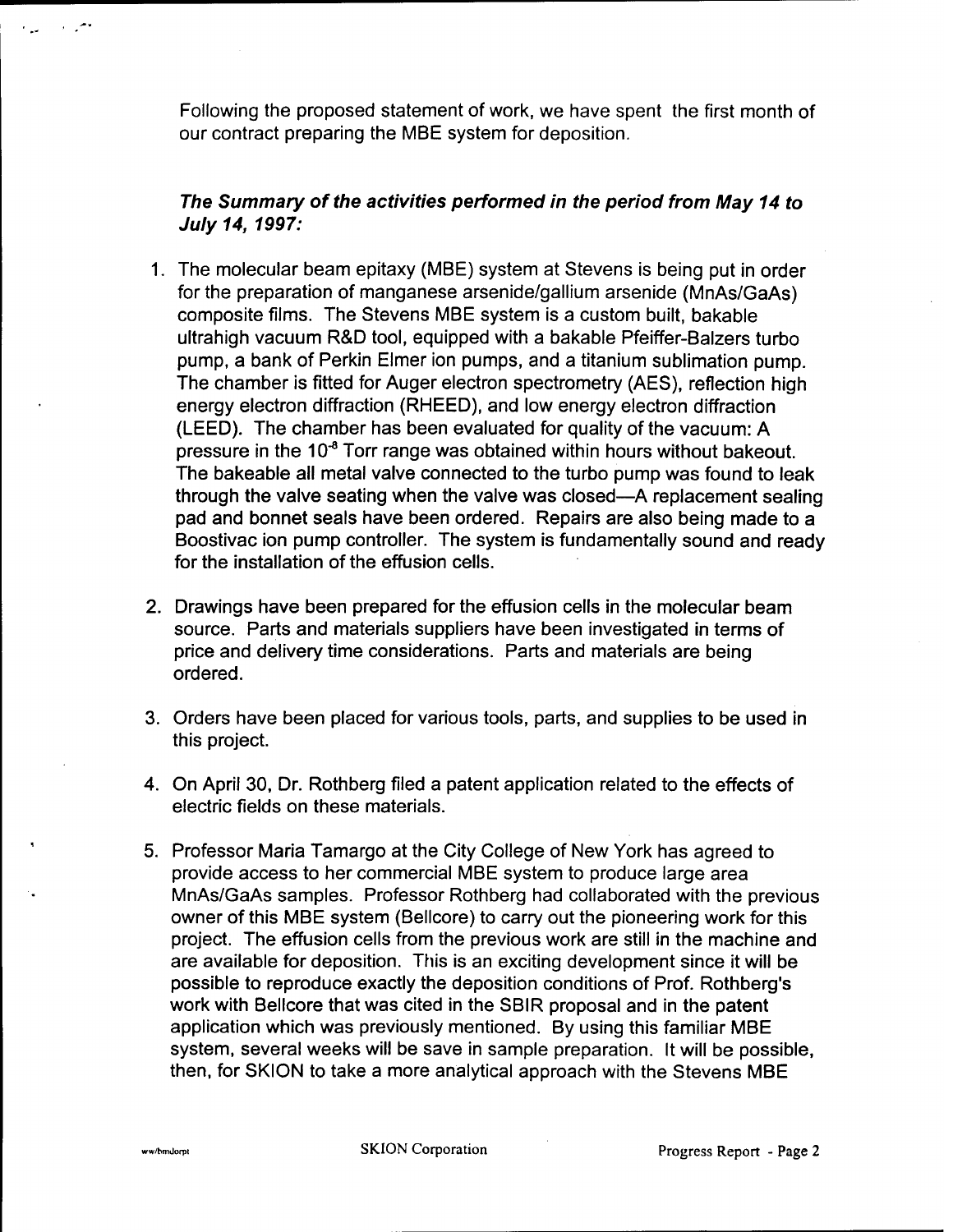Following the proposed statement of work, we have spent the first month of our contract preparing the MBE system for deposition.

***The Summary of the activities performed in the period from May 14 to July 14, 1997:***

1. The molecular beam epitaxy (MBE) system at Stevens is being put in order for the preparation of manganese arsenide/gallium arsenide (MnAs/GaAs) composite films. The Stevens MBE system is a custom built, bakable ultrahigh vacuum R&D tool, equipped with a bakable Pfeiffer-Balzers turbo pump, a bank of Perkin Elmer ion pumps, and a titanium sublimation pump. The chamber is fitted for Auger electron spectrometry (AES), reflection high energy electron diffraction (RHEED), and low energy electron diffraction (LEED). The chamber has been evaluated for quality of the vacuum: A pressure in the $10^{-8}$ Torr range was obtained within hours without bakeout. The bakeable all metal valve connected to the turbo pump was found to leak through the valve seating when the valve was closed—A replacement sealing pad and bonnet seals have been ordered. Repairs are also being made to a Boostivac ion pump controller. The system is fundamentally sound and ready for the installation of the effusion cells.

2. Drawings have been prepared for the effusion cells in the molecular beam source. Parts and materials suppliers have been investigated in terms of price and delivery time considerations. Parts and materials are being ordered.

3. Orders have been placed for various tools, parts, and supplies to be used in this project.

4. On April 30, Dr. Rothberg filed a patent application related to the effects of electric fields on these materials.

5. Professor Maria Tamargo at the City College of New York has agreed to provide access to her commercial MBE system to produce large area MnAs/GaAs samples. Professor Rothberg had collaborated with the previous owner of this MBE system (Bellcore) to carry out the pioneering work for this project. The effusion cells from the previous work are still in the machine and are available for deposition. This is an exciting development since it will be possible to reproduce exactly the deposition conditions of Prof. Rothberg's work with Bellcore that was cited in the SBIR proposal and in the patent application which was previously mentioned. By using this familiar MBE system, several weeks will be save in sample preparation. It will be possible, then, for SKION to take a more analytical approach with the Stevens MBE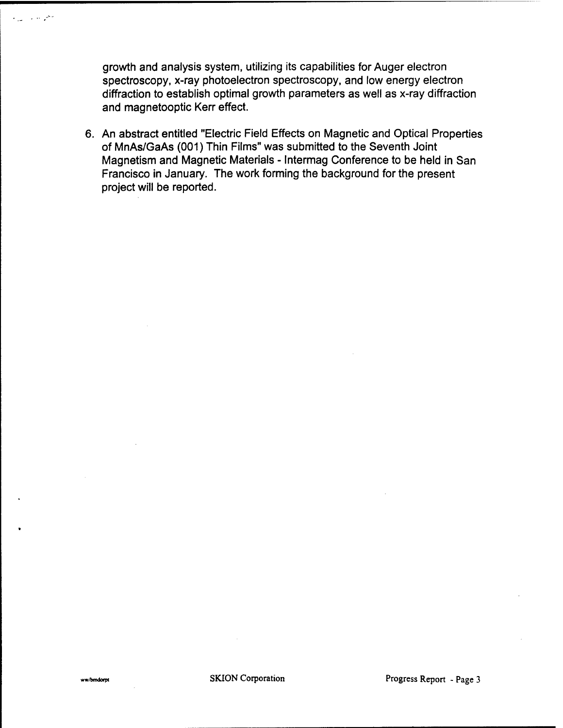growth and analysis system, utilizing its capabilities for Auger electron spectroscopy, x-ray photoelectron spectroscopy, and low energy electron diffraction to establish optimal growth parameters as well as x-ray diffraction and magnetooptic Kerr effect.

6. An abstract entitled "Electric Field Effects on Magnetic and Optical Properties of MnAs/GaAs (001) Thin Films" was submitted to the Seventh Joint Magnetism and Magnetic Materials - Intermag Conference to be held in San Francisco in January. The work forming the background for the present project will be reported.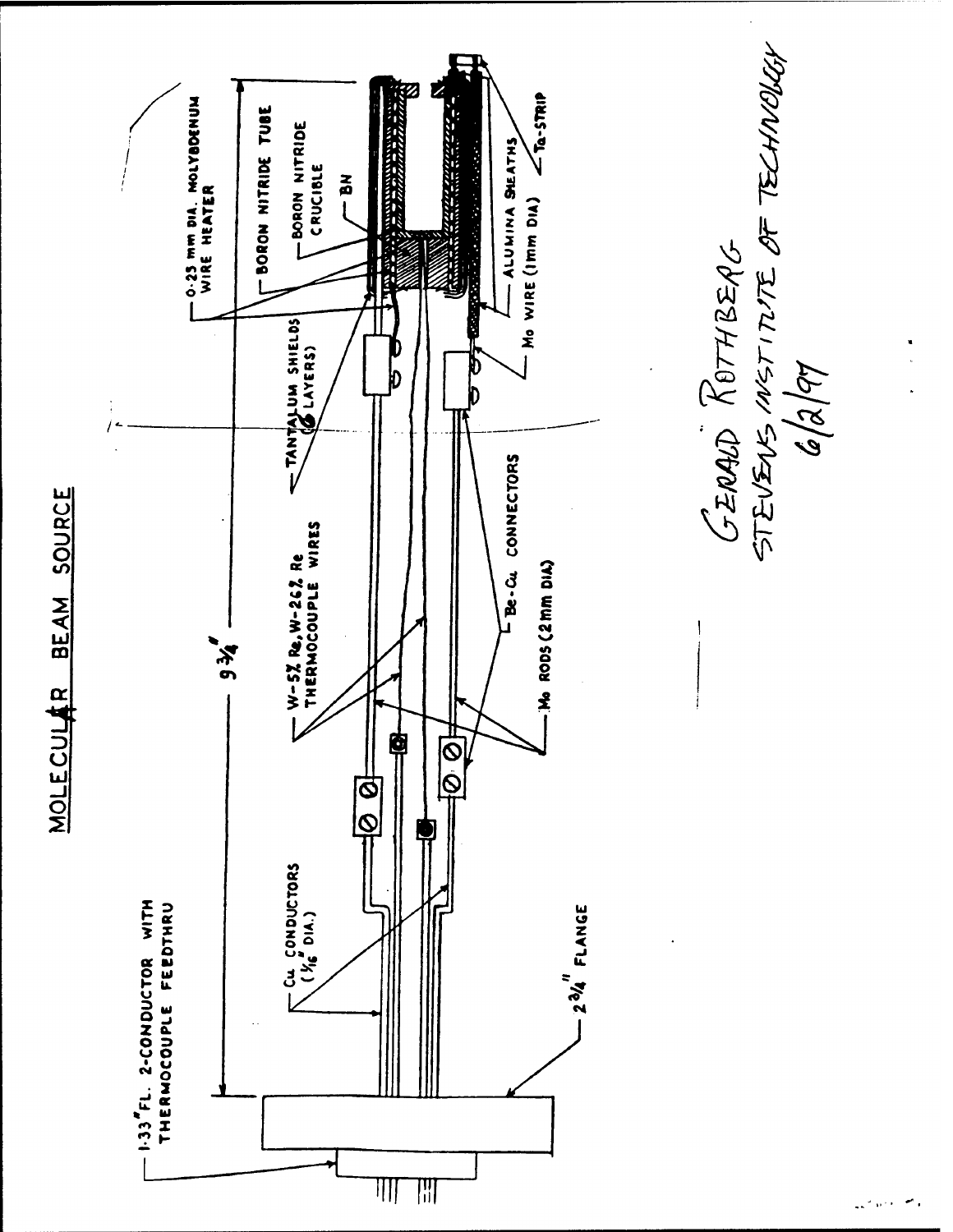## MOLECULAR BEAM SOURCE

1.33" FL. 2-CONDUCTOR WITH THERMOCOUPLE FEEDTHRU

2 3/4" FLANGE

Cu CONDUCTORS (1/16" DIA.)

9 3/4"

W-5% Re, W-26% Re THERMOCOUPLE WIRES

Mo RODS (2mm DIA)

Be-Cu CONNECTORS

TANTALUM SHIELDS (6 LAYERS)

0.25 mm DIA. MOLYBDENUM WIRE HEATER

BORON NITRIDE TUBE

BORON NITRIDE CRUCIBLE

BN

ALUMINA SHEATHS

Mo WIRE (1mm DIA)

Ta-STRIP

Gerald Rothberg
Stevens Institute of Technology
6/2/97